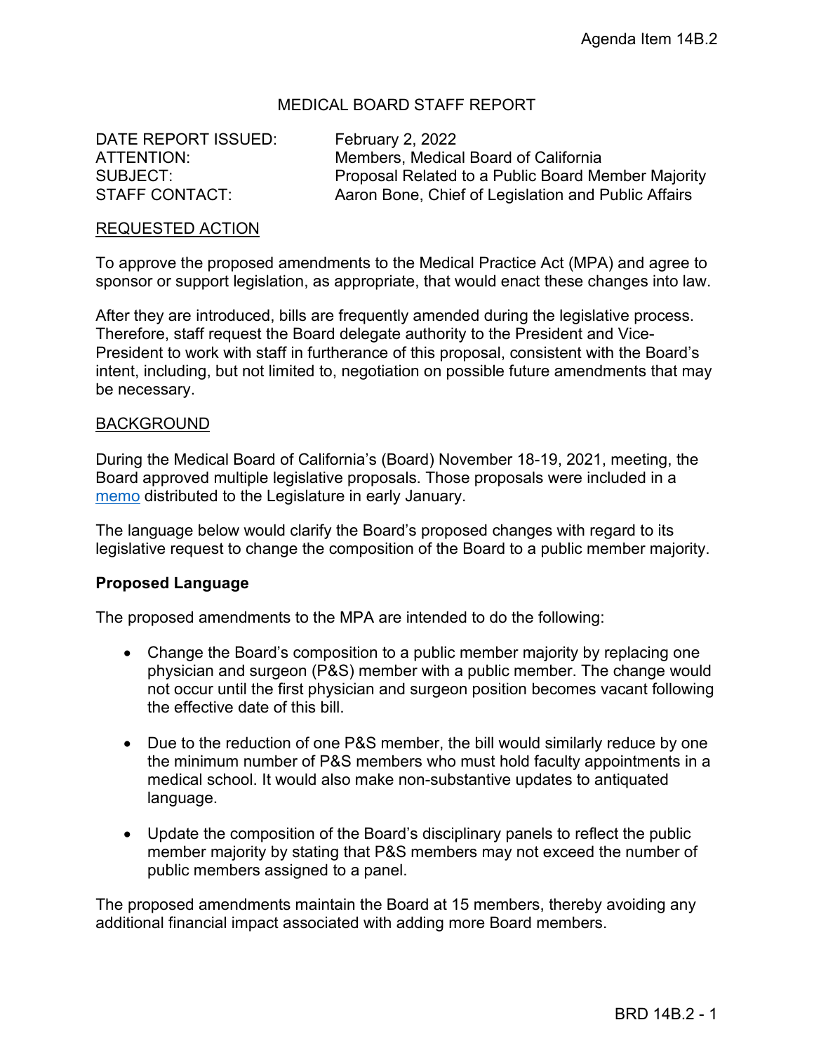Agenda Item 14B.2

# MEDICAL BOARD STAFF REPORT

DATE REPORT ISSUED: February 2, 2022
ATTENTION: Members, Medical Board of California
SUBJECT: Proposal Related to a Public Board Member Majority
STAFF CONTACT: Aaron Bone, Chief of Legislation and Public Affairs

## REQUESTED ACTION

To approve the proposed amendments to the Medical Practice Act (MPA) and agree to sponsor or support legislation, as appropriate, that would enact these changes into law.

After they are introduced, bills are frequently amended during the legislative process. Therefore, staff request the Board delegate authority to the President and Vice-President to work with staff in furtherance of this proposal, consistent with the Board's intent, including, but not limited to, negotiation on possible future amendments that may be necessary.

## BACKGROUND

During the Medical Board of California's (Board) November 18-19, 2021, meeting, the Board approved multiple legislative proposals. Those proposals were included in a memo distributed to the Legislature in early January.

The language below would clarify the Board's proposed changes with regard to its legislative request to change the composition of the Board to a public member majority.

**Proposed Language**

The proposed amendments to the MPA are intended to do the following:

- Change the Board's composition to a public member majority by replacing one physician and surgeon (P&S) member with a public member. The change would not occur until the first physician and surgeon position becomes vacant following the effective date of this bill.
- Due to the reduction of one P&S member, the bill would similarly reduce by one the minimum number of P&S members who must hold faculty appointments in a medical school. It would also make non-substantive updates to antiquated language.
- Update the composition of the Board's disciplinary panels to reflect the public member majority by stating that P&S members may not exceed the number of public members assigned to a panel.

The proposed amendments maintain the Board at 15 members, thereby avoiding any additional financial impact associated with adding more Board members.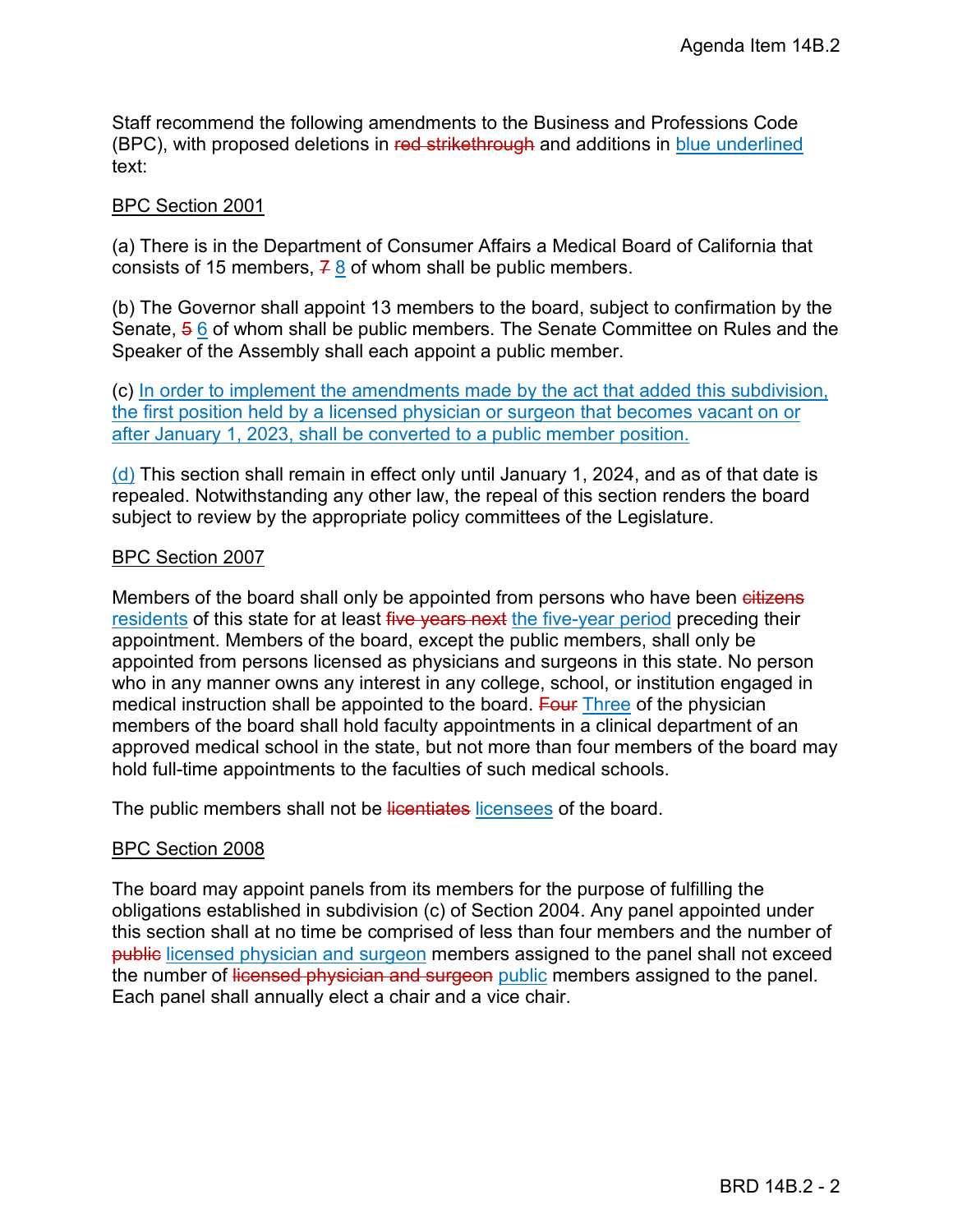Staff recommend the following amendments to the Business and Professions Code (BPC), with proposed deletions in ~~red strikethrough~~ and additions in <u>blue underlined</u> text:

<u>BPC Section 2001</u>

(a) There is in the Department of Consumer Affairs a Medical Board of California that consists of 15 members, ~~7~~ <u>8</u> of whom shall be public members.

(b) The Governor shall appoint 13 members to the board, subject to confirmation by the Senate, ~~5~~ <u>6</u> of whom shall be public members. The Senate Committee on Rules and the Speaker of the Assembly shall each appoint a public member.

(c) <u>In order to implement the amendments made by the act that added this subdivision, the first position held by a licensed physician or surgeon that becomes vacant on or after January 1, 2023, shall be converted to a public member position.</u>

<u>(d)</u> This section shall remain in effect only until January 1, 2024, and as of that date is repealed. Notwithstanding any other law, the repeal of this section renders the board subject to review by the appropriate policy committees of the Legislature.

<u>BPC Section 2007</u>

Members of the board shall only be appointed from persons who have been ~~citizens~~ <u>residents</u> of this state for at least ~~five years next~~ <u>the five-year period</u> preceding their appointment. Members of the board, except the public members, shall only be appointed from persons licensed as physicians and surgeons in this state. No person who in any manner owns any interest in any college, school, or institution engaged in medical instruction shall be appointed to the board. ~~Four~~ <u>Three</u> of the physician members of the board shall hold faculty appointments in a clinical department of an approved medical school in the state, but not more than four members of the board may hold full-time appointments to the faculties of such medical schools.

The public members shall not be ~~licentiates~~ <u>licensees</u> of the board.

<u>BPC Section 2008</u>

The board may appoint panels from its members for the purpose of fulfilling the obligations established in subdivision (c) of Section 2004. Any panel appointed under this section shall at no time be comprised of less than four members and the number of ~~public~~ <u>licensed physician and surgeon</u> members assigned to the panel shall not exceed the number of ~~licensed physician and surgeon~~ <u>public</u> members assigned to the panel. Each panel shall annually elect a chair and a vice chair.